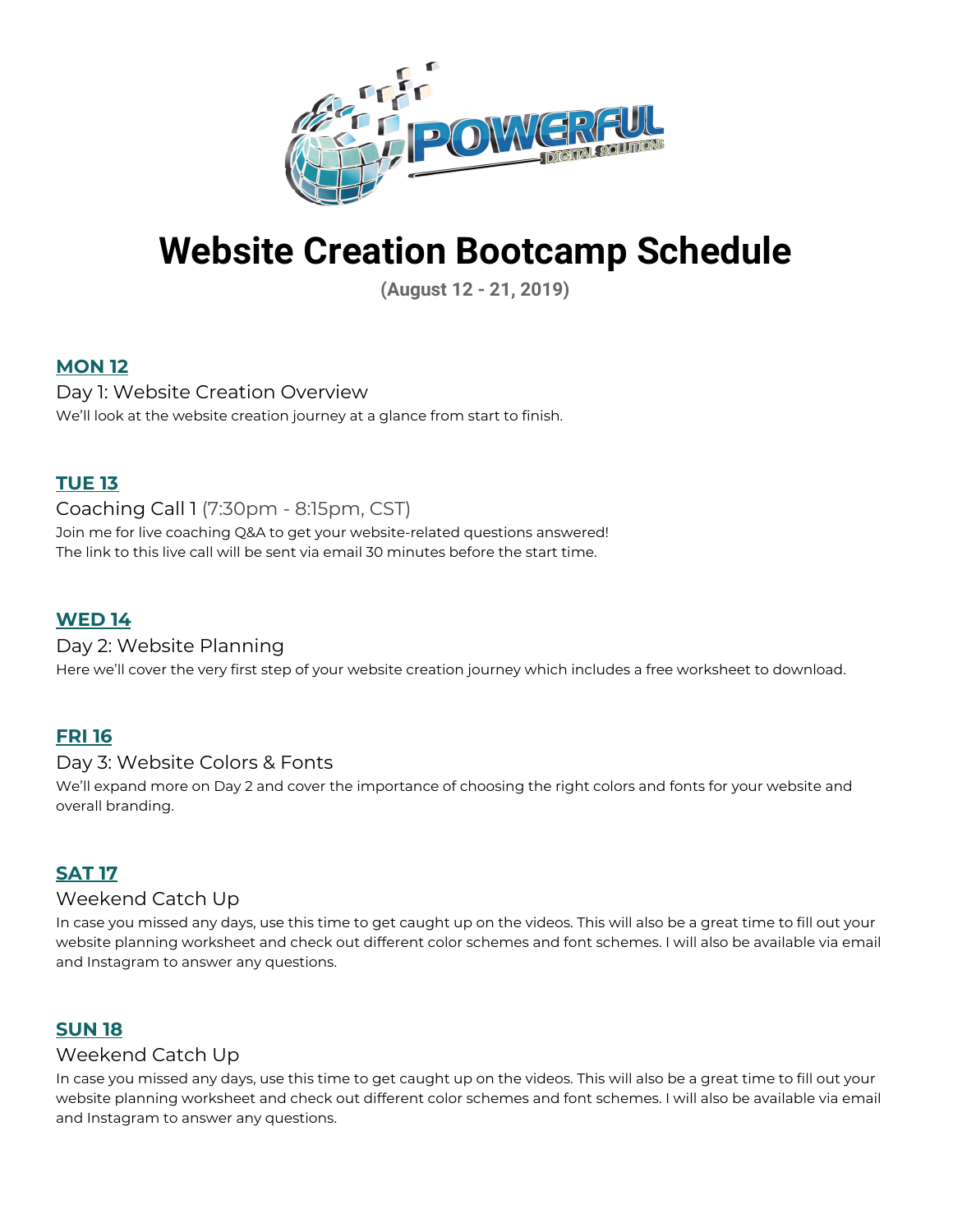# Website Creation Bootcamp Schedule

**(August 12 - 21, 2019)**

### MON 12

Day 1: Website Creation Overview

We'll look at the website creation journey at a glance from start to finish.

### TUE 13

Coaching Call 1 (7:30pm - 8:15pm, CST)

Join me for live coaching Q&A to get your website-related questions answered!
The link to this live call will be sent via email 30 minutes before the start time.

### WED 14

Day 2: Website Planning

Here we'll cover the very first step of your website creation journey which includes a free worksheet to download.

### FRI 16

Day 3: Website Colors & Fonts

We'll expand more on Day 2 and cover the importance of choosing the right colors and fonts for your website and overall branding.

### SAT 17

Weekend Catch Up

In case you missed any days, use this time to get caught up on the videos. This will also be a great time to fill out your website planning worksheet and check out different color schemes and font schemes. I will also be available via email and Instagram to answer any questions.

### SUN 18

Weekend Catch Up

In case you missed any days, use this time to get caught up on the videos. This will also be a great time to fill out your website planning worksheet and check out different color schemes and font schemes. I will also be available via email and Instagram to answer any questions.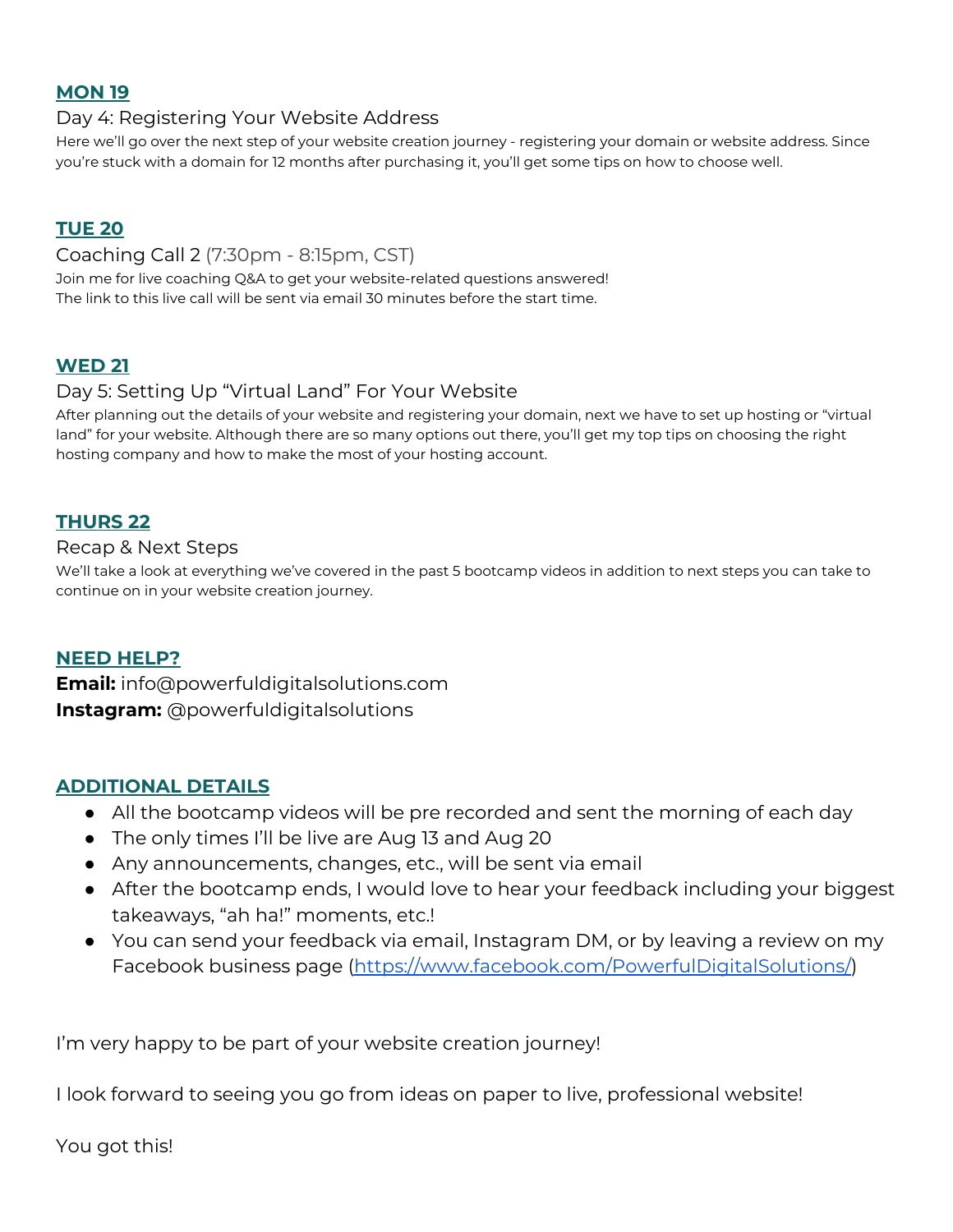## MON 19

### Day 4: Registering Your Website Address

Here we'll go over the next step of your website creation journey - registering your domain or website address. Since you're stuck with a domain for 12 months after purchasing it, you'll get some tips on how to choose well.

## TUE 20

### Coaching Call 2 (7:30pm - 8:15pm, CST)

Join me for live coaching Q&A to get your website-related questions answered!
The link to this live call will be sent via email 30 minutes before the start time.

## WED 21

### Day 5: Setting Up "Virtual Land" For Your Website

After planning out the details of your website and registering your domain, next we have to set up hosting or "virtual land" for your website. Although there are so many options out there, you'll get my top tips on choosing the right hosting company and how to make the most of your hosting account.

## THURS 22

### Recap & Next Steps

We'll take a look at everything we've covered in the past 5 bootcamp videos in addition to next steps you can take to continue on in your website creation journey.

## NEED HELP?

**Email:** info@powerfuldigitalsolutions.com
**Instagram:** @powerfuldigitalsolutions

## ADDITIONAL DETAILS

- All the bootcamp videos will be pre recorded and sent the morning of each day
- The only times I'll be live are Aug 13 and Aug 20
- Any announcements, changes, etc., will be sent via email
- After the bootcamp ends, I would love to hear your feedback including your biggest takeaways, "ah ha!" moments, etc.!
- You can send your feedback via email, Instagram DM, or by leaving a review on my Facebook business page (https://www.facebook.com/PowerfulDigitalSolutions/)

I'm very happy to be part of your website creation journey!

I look forward to seeing you go from ideas on paper to live, professional website!

You got this!